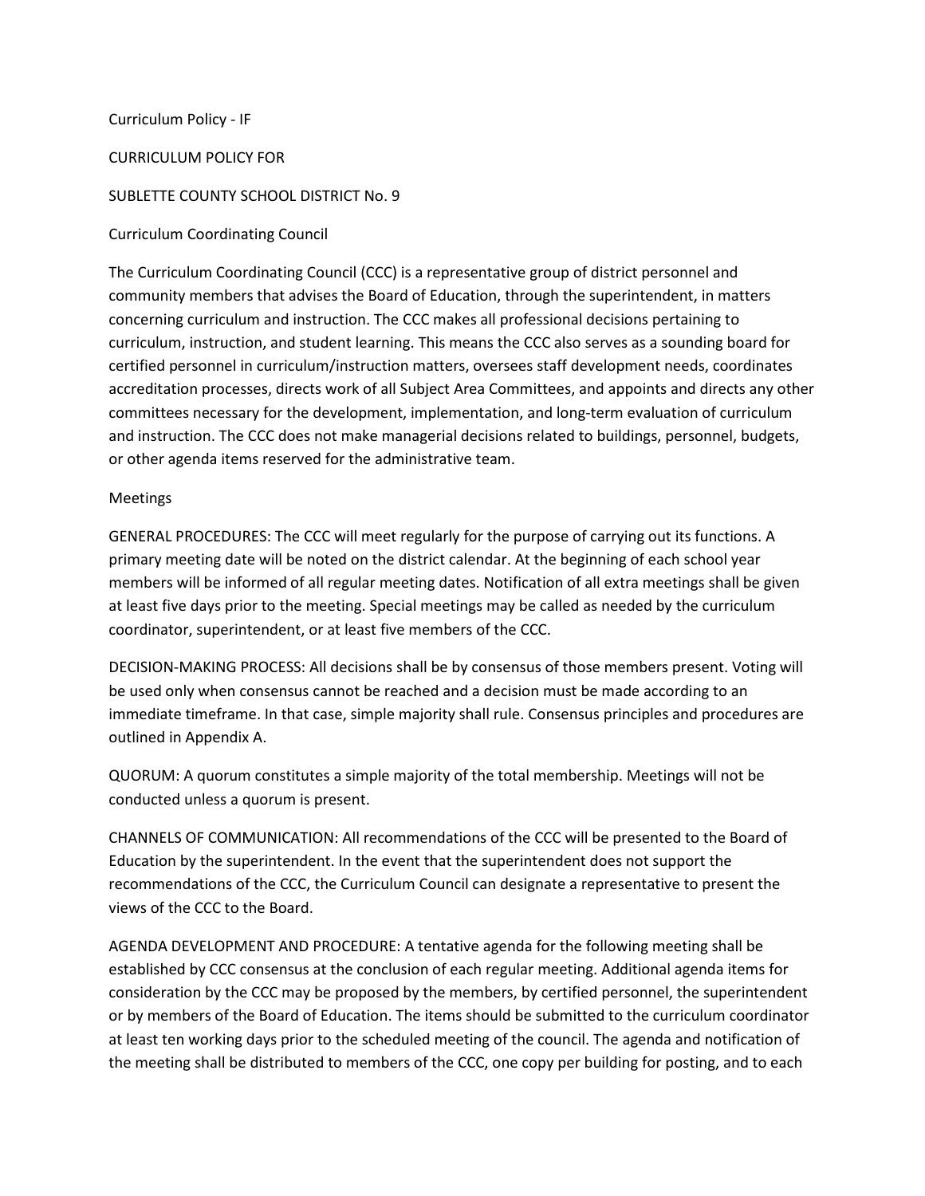Curriculum Policy - IF

# CURRICULUM POLICY FOR

# SUBLETTE COUNTY SCHOOL DISTRICT No. 9

## Curriculum Coordinating Council

The Curriculum Coordinating Council (CCC) is a representative group of district personnel and community members that advises the Board of Education, through the superintendent, in matters concerning curriculum and instruction. The CCC makes all professional decisions pertaining to curriculum, instruction, and student learning. This means the CCC also serves as a sounding board for certified personnel in curriculum/instruction matters, oversees staff development needs, coordinates accreditation processes, directs work of all Subject Area Committees, and appoints and directs any other committees necessary for the development, implementation, and long-term evaluation of curriculum and instruction. The CCC does not make managerial decisions related to buildings, personnel, budgets, or other agenda items reserved for the administrative team.

## Meetings

GENERAL PROCEDURES: The CCC will meet regularly for the purpose of carrying out its functions. A primary meeting date will be noted on the district calendar. At the beginning of each school year members will be informed of all regular meeting dates. Notification of all extra meetings shall be given at least five days prior to the meeting. Special meetings may be called as needed by the curriculum coordinator, superintendent, or at least five members of the CCC.

DECISION-MAKING PROCESS: All decisions shall be by consensus of those members present. Voting will be used only when consensus cannot be reached and a decision must be made according to an immediate timeframe. In that case, simple majority shall rule. Consensus principles and procedures are outlined in Appendix A.

QUORUM: A quorum constitutes a simple majority of the total membership. Meetings will not be conducted unless a quorum is present.

CHANNELS OF COMMUNICATION: All recommendations of the CCC will be presented to the Board of Education by the superintendent. In the event that the superintendent does not support the recommendations of the CCC, the Curriculum Council can designate a representative to present the views of the CCC to the Board.

AGENDA DEVELOPMENT AND PROCEDURE: A tentative agenda for the following meeting shall be established by CCC consensus at the conclusion of each regular meeting. Additional agenda items for consideration by the CCC may be proposed by the members, by certified personnel, the superintendent or by members of the Board of Education. The items should be submitted to the curriculum coordinator at least ten working days prior to the scheduled meeting of the council. The agenda and notification of the meeting shall be distributed to members of the CCC, one copy per building for posting, and to each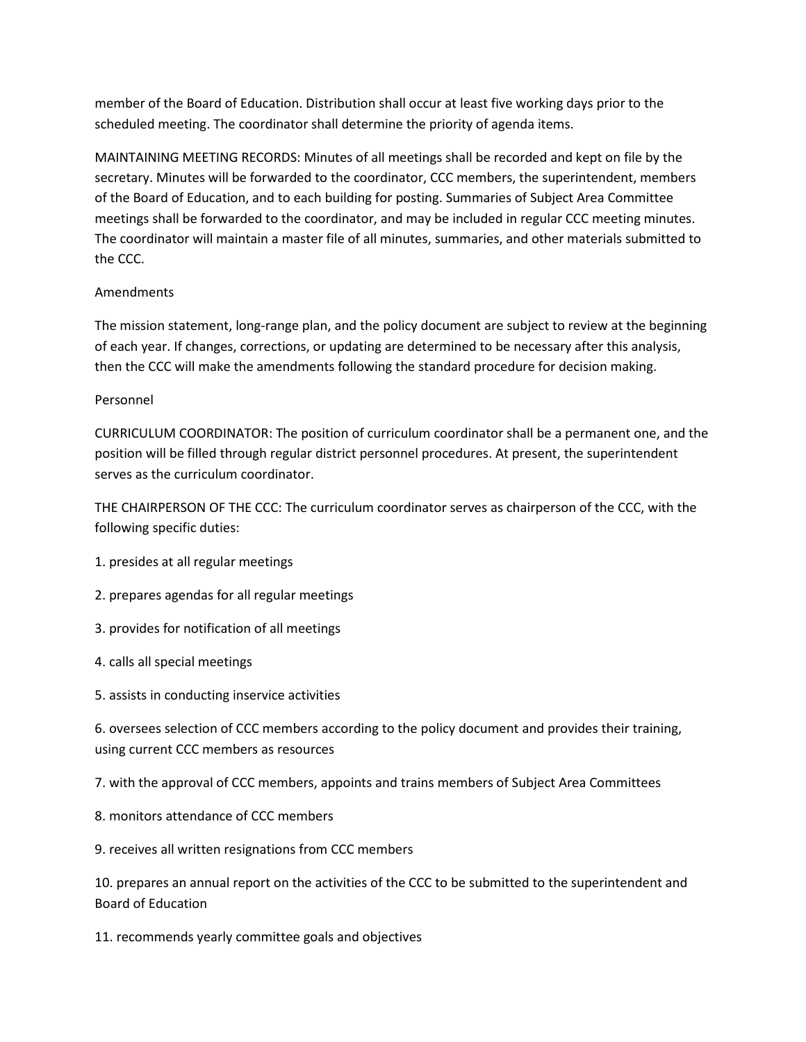member of the Board of Education. Distribution shall occur at least five working days prior to the scheduled meeting. The coordinator shall determine the priority of agenda items.

MAINTAINING MEETING RECORDS: Minutes of all meetings shall be recorded and kept on file by the secretary. Minutes will be forwarded to the coordinator, CCC members, the superintendent, members of the Board of Education, and to each building for posting. Summaries of Subject Area Committee meetings shall be forwarded to the coordinator, and may be included in regular CCC meeting minutes. The coordinator will maintain a master file of all minutes, summaries, and other materials submitted to the CCC.

## Amendments

The mission statement, long-range plan, and the policy document are subject to review at the beginning of each year. If changes, corrections, or updating are determined to be necessary after this analysis, then the CCC will make the amendments following the standard procedure for decision making.

## Personnel

CURRICULUM COORDINATOR: The position of curriculum coordinator shall be a permanent one, and the position will be filled through regular district personnel procedures. At present, the superintendent serves as the curriculum coordinator.

THE CHAIRPERSON OF THE CCC: The curriculum coordinator serves as chairperson of the CCC, with the following specific duties:

1. presides at all regular meetings
2. prepares agendas for all regular meetings
3. provides for notification of all meetings
4. calls all special meetings
5. assists in conducting inservice activities
6. oversees selection of CCC members according to the policy document and provides their training, using current CCC members as resources
7. with the approval of CCC members, appoints and trains members of Subject Area Committees
8. monitors attendance of CCC members
9. receives all written resignations from CCC members
10. prepares an annual report on the activities of the CCC to be submitted to the superintendent and Board of Education
11. recommends yearly committee goals and objectives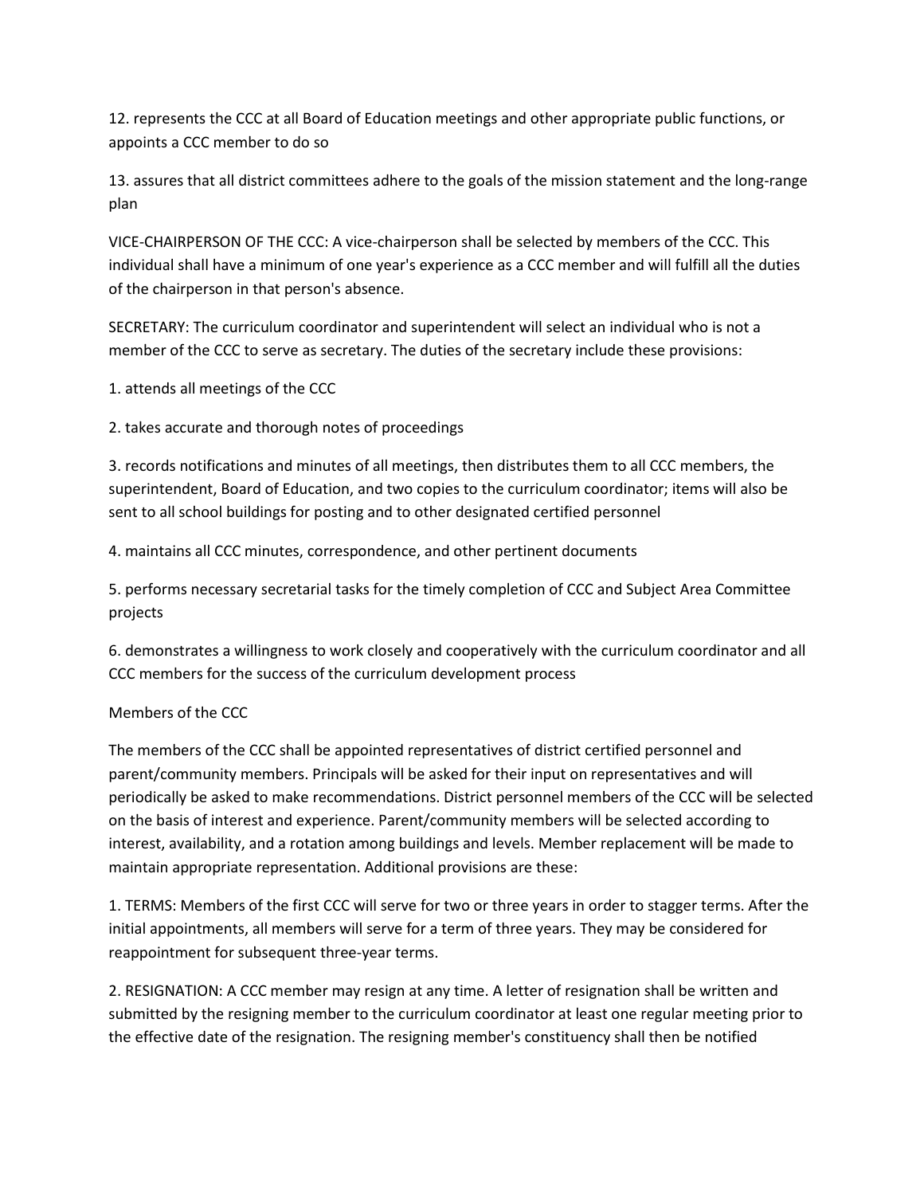12. represents the CCC at all Board of Education meetings and other appropriate public functions, or appoints a CCC member to do so

13. assures that all district committees adhere to the goals of the mission statement and the long-range plan

VICE-CHAIRPERSON OF THE CCC: A vice-chairperson shall be selected by members of the CCC. This individual shall have a minimum of one year's experience as a CCC member and will fulfill all the duties of the chairperson in that person's absence.

SECRETARY: The curriculum coordinator and superintendent will select an individual who is not a member of the CCC to serve as secretary. The duties of the secretary include these provisions:

1. attends all meetings of the CCC

2. takes accurate and thorough notes of proceedings

3. records notifications and minutes of all meetings, then distributes them to all CCC members, the superintendent, Board of Education, and two copies to the curriculum coordinator; items will also be sent to all school buildings for posting and to other designated certified personnel

4. maintains all CCC minutes, correspondence, and other pertinent documents

5. performs necessary secretarial tasks for the timely completion of CCC and Subject Area Committee projects

6. demonstrates a willingness to work closely and cooperatively with the curriculum coordinator and all CCC members for the success of the curriculum development process

Members of the CCC

The members of the CCC shall be appointed representatives of district certified personnel and parent/community members. Principals will be asked for their input on representatives and will periodically be asked to make recommendations. District personnel members of the CCC will be selected on the basis of interest and experience. Parent/community members will be selected according to interest, availability, and a rotation among buildings and levels. Member replacement will be made to maintain appropriate representation. Additional provisions are these:

1. TERMS: Members of the first CCC will serve for two or three years in order to stagger terms. After the initial appointments, all members will serve for a term of three years. They may be considered for reappointment for subsequent three-year terms.

2. RESIGNATION: A CCC member may resign at any time. A letter of resignation shall be written and submitted by the resigning member to the curriculum coordinator at least one regular meeting prior to the effective date of the resignation. The resigning member's constituency shall then be notified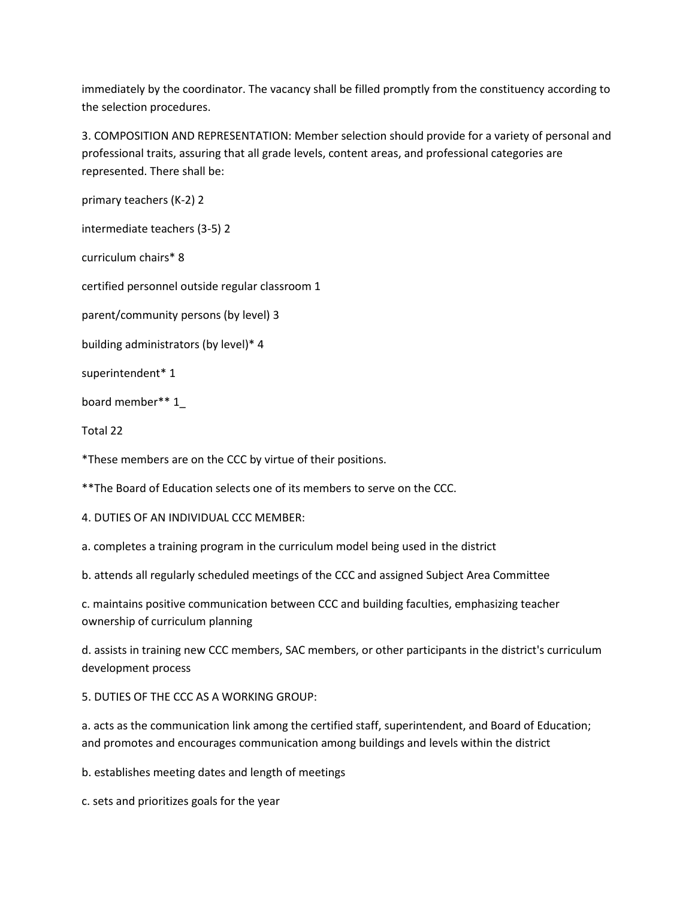immediately by the coordinator. The vacancy shall be filled promptly from the constituency according to the selection procedures.

3. COMPOSITION AND REPRESENTATION: Member selection should provide for a variety of personal and professional traits, assuring that all grade levels, content areas, and professional categories are represented. There shall be:

primary teachers (K-2) 2

intermediate teachers (3-5) 2

curriculum chairs* 8

certified personnel outside regular classroom 1

parent/community persons (by level) 3

building administrators (by level)* 4

superintendent* 1

board member** 1_

Total 22

*These members are on the CCC by virtue of their positions.

**The Board of Education selects one of its members to serve on the CCC.

4. DUTIES OF AN INDIVIDUAL CCC MEMBER:

a. completes a training program in the curriculum model being used in the district

b. attends all regularly scheduled meetings of the CCC and assigned Subject Area Committee

c. maintains positive communication between CCC and building faculties, emphasizing teacher ownership of curriculum planning

d. assists in training new CCC members, SAC members, or other participants in the district's curriculum development process

5. DUTIES OF THE CCC AS A WORKING GROUP:

a. acts as the communication link among the certified staff, superintendent, and Board of Education; and promotes and encourages communication among buildings and levels within the district

b. establishes meeting dates and length of meetings

c. sets and prioritizes goals for the year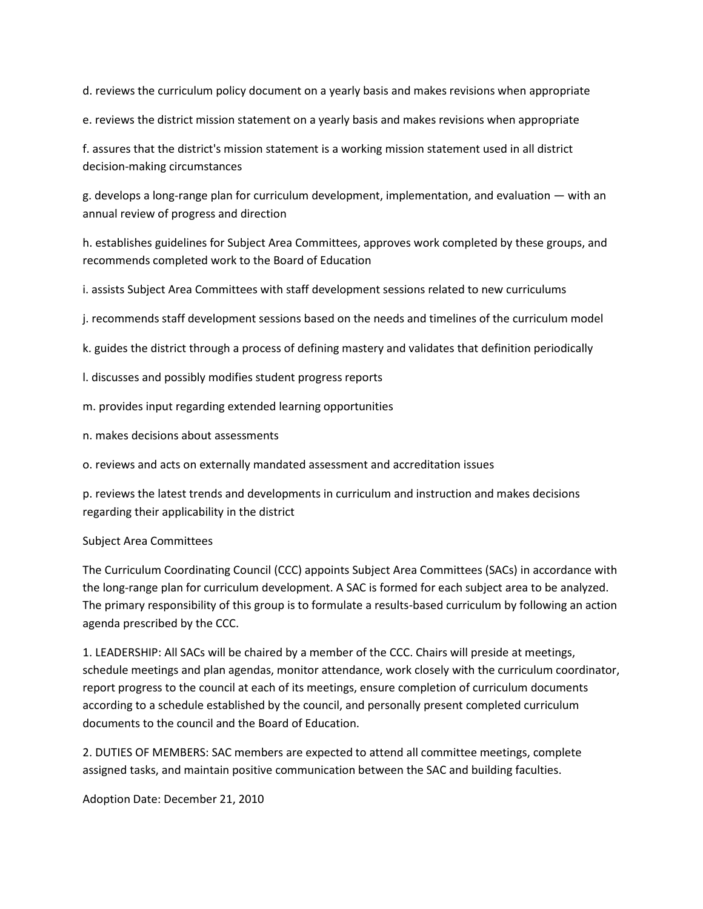d. reviews the curriculum policy document on a yearly basis and makes revisions when appropriate

e. reviews the district mission statement on a yearly basis and makes revisions when appropriate

f. assures that the district's mission statement is a working mission statement used in all district decision-making circumstances

g. develops a long-range plan for curriculum development, implementation, and evaluation — with an annual review of progress and direction

h. establishes guidelines for Subject Area Committees, approves work completed by these groups, and recommends completed work to the Board of Education

i. assists Subject Area Committees with staff development sessions related to new curriculums

j. recommends staff development sessions based on the needs and timelines of the curriculum model

k. guides the district through a process of defining mastery and validates that definition periodically

l. discusses and possibly modifies student progress reports

m. provides input regarding extended learning opportunities

n. makes decisions about assessments

o. reviews and acts on externally mandated assessment and accreditation issues

p. reviews the latest trends and developments in curriculum and instruction and makes decisions regarding their applicability in the district

Subject Area Committees

The Curriculum Coordinating Council (CCC) appoints Subject Area Committees (SACs) in accordance with the long-range plan for curriculum development. A SAC is formed for each subject area to be analyzed. The primary responsibility of this group is to formulate a results-based curriculum by following an action agenda prescribed by the CCC.

1. LEADERSHIP: All SACs will be chaired by a member of the CCC. Chairs will preside at meetings, schedule meetings and plan agendas, monitor attendance, work closely with the curriculum coordinator, report progress to the council at each of its meetings, ensure completion of curriculum documents according to a schedule established by the council, and personally present completed curriculum documents to the council and the Board of Education.

2. DUTIES OF MEMBERS: SAC members are expected to attend all committee meetings, complete assigned tasks, and maintain positive communication between the SAC and building faculties.

Adoption Date: December 21, 2010